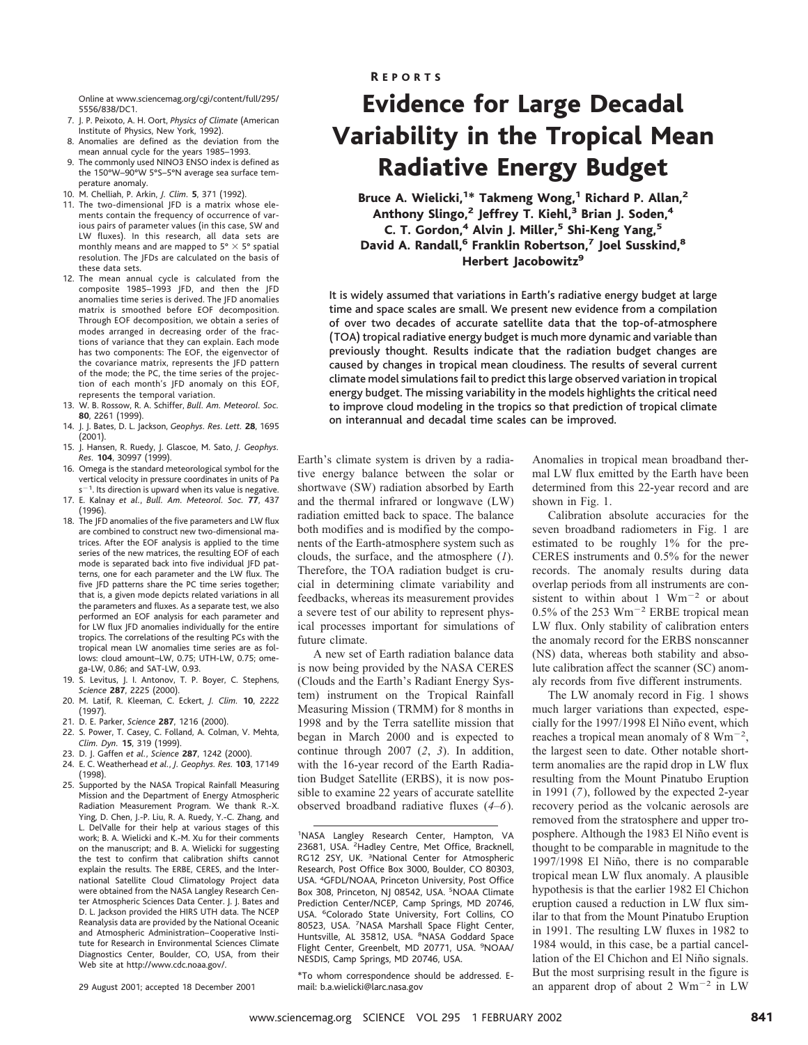Online at www.sciencemag.org/cgi/content/full/295/5556/838/DC1.

7. J. P. Peixoto, A. H. Oort, *Physics of Climate* (American Institute of Physics, New York, 1992).
8. Anomalies are defined as the deviation from the mean annual cycle for the years 1985–1993.
9. The commonly used NINO3 ENSO index is defined as the 150°W–90°W 5°S–5°N average sea surface temperature anomaly.
10. M. Chelliah, P. Arkin, *J. Clim.* **5**, 371 (1992).
11. The two-dimensional JFD is a matrix whose elements contain the frequency of occurrence of various pairs of parameter values (in this case, SW and LW fluxes). In this research, all data sets are monthly means and are mapped to 5° × 5° spatial resolution. The JFDs are calculated on the basis of these data sets.
12. The mean annual cycle is calculated from the composite 1985–1993 JFD, and then the JFD anomalies time series is derived. The JFD anomalies matrix is smoothed before EOF decomposition. Through EOF decomposition, we obtain a series of modes arranged in decreasing order of the fractions of variance that they can explain. Each mode has two components: The EOF, the eigenvector of the covariance matrix, represents the JFD pattern of the mode; the PC, the time series of the projection of each month's JFD anomaly on this EOF, represents the temporal variation.
13. W. B. Rossow, R. A. Schiffer, *Bull. Am. Meteorol. Soc.* **80**, 2261 (1999).
14. J. J. Bates, D. L. Jackson, *Geophys. Res. Lett.* **28**, 1695 (2001).
15. J. Hansen, R. Ruedy, J. Glascoe, M. Sato, *J. Geophys. Res.* **104**, 30997 (1999).
16. Omega is the standard meteorological symbol for the vertical velocity in pressure coordinates in units of Pa $s^{-1}$. Its direction is upward when its value is negative.
17. E. Kalnay *et al.*, *Bull. Am. Meteorol. Soc.* **77**, 437 (1996).
18. The JFD anomalies of the five parameters and LW flux are combined to construct new two-dimensional matrices. After the EOF analysis is applied to the time series of the new matrices, the resulting EOF of each mode is separated back into five individual JFD patterns, one for each parameter and the LW flux. The five JFD patterns share the PC time series together; that is, a given mode depicts related variations in all the parameters and fluxes. As a separate test, we also performed an EOF analysis for each parameter and for LW flux JFD anomalies individually for the entire tropics. The correlations of the resulting PCs with the tropical mean LW anomalies time series are as follows: cloud amount–LW, 0.75; UTH-LW, 0.75; omega-LW, 0.86; and SAT-LW, 0.93.
19. S. Levitus, J. I. Antonov, T. P. Boyer, C. Stephens, *Science* **287**, 2225 (2000).
20. M. Latif, R. Kleeman, C. Eckert, *J. Clim.* **10**, 2222 (1997).
21. D. E. Parker, *Science* **287**, 1216 (2000).
22. S. Power, T. Casey, C. Folland, A. Colman, V. Mehta, *Clim. Dyn.* **15**, 319 (1999).
23. D. J. Gaffen *et al.*, *Science* **287**, 1242 (2000).
24. E. C. Weatherhead *et al.*, *J. Geophys. Res.* **103**, 17149 (1998).
25. Supported by the NASA Tropical Rainfall Measuring Mission and the Department of Energy Atmospheric Radiation Measurement Program. We thank R.-X. Ying, D. Chen, J.-P. Liu, R. A. Ruedy, Y.-C. Zhang, and L. DelValle for their help at various stages of this work; B. A. Wielicki and K.-M. Xu for their comments on the manuscript; and B. A. Wielicki for suggesting the test to confirm that calibration shifts cannot explain the results. The ERBE, CERES, and the International Satellite Cloud Climatology Project data were obtained from the NASA Langley Research Center Atmospheric Sciences Data Center. J. J. Bates and D. L. Jackson provided the HIRS UTH data. The NCEP Reanalysis data are provided by the National Oceanic and Atmospheric Administration–Cooperative Institute for Research in Environmental Sciences Climate Diagnostics Center, Boulder, CO, USA, from their Web site at http://www.cdc.noaa.gov/.

29 August 2001; accepted 18 December 2001

REPORTS

# Evidence for Large Decadal Variability in the Tropical Mean Radiative Energy Budget

**Bruce A. Wielicki,[1]* Takmeng Wong,[1] Richard P. Allan,[2] Anthony Slingo,[2] Jeffrey T. Kiehl,[3] Brian J. Soden,[4] C. T. Gordon,[4] Alvin J. Miller,[5] Shi-Keng Yang,[5] David A. Randall,[6] Franklin Robertson,[7] Joel Susskind,[8] Herbert Jacobowitz[9]**

**It is widely assumed that variations in Earth's radiative energy budget at large time and space scales are small. We present new evidence from a compilation of over two decades of accurate satellite data that the top-of-atmosphere (TOA) tropical radiative energy budget is much more dynamic and variable than previously thought. Results indicate that the radiation budget changes are caused by changes in tropical mean cloudiness. The results of several current climate model simulations fail to predict this large observed variation in tropical energy budget. The missing variability in the models highlights the critical need to improve cloud modeling in the tropics so that prediction of tropical climate on interannual and decadal time scales can be improved.**

Earth's climate system is driven by a radiative energy balance between the solar or shortwave (SW) radiation absorbed by Earth and the thermal infrared or longwave (LW) radiation emitted back to space. The balance both modifies and is modified by the components of the Earth-atmosphere system such as clouds, the surface, and the atmosphere (*1*). Therefore, the TOA radiation budget is crucial in determining climate variability and feedbacks, whereas its measurement provides a severe test of our ability to represent physical processes important for simulations of future climate.

A new set of Earth radiation balance data is now being provided by the NASA CERES (Clouds and the Earth's Radiant Energy System) instrument on the Tropical Rainfall Measuring Mission (TRMM) for 8 months in 1998 and by the Terra satellite mission that began in March 2000 and is expected to continue through 2007 (*2*, *3*). In addition, with the 16-year record of the Earth Radiation Budget Satellite (ERBS), it is now possible to examine 22 years of accurate satellite observed broadband radiative fluxes (*4*–*6*).

[1]NASA Langley Research Center, Hampton, VA 23681, USA. [2]Hadley Centre, Met Office, Bracknell, RG12 2SY, UK. [3]National Center for Atmospheric Research, Post Office Box 3000, Boulder, CO 80303, USA. [4]GFDL/NOAA, Princeton University, Post Office Box 308, Princeton, NJ 08542, USA. [5]NOAA Climate Prediction Center/NCEP, Camp Springs, MD 20746, USA. [6]Colorado State University, Fort Collins, CO 80523, USA. [7]NASA Marshall Space Flight Center, Huntsville, AL 35812, USA. [8]NASA Goddard Space Flight Center, Greenbelt, MD 20771, USA. [9]NOAA/NESDIS, Camp Springs, MD 20746, USA.

*To whom correspondence should be addressed. E-mail: b.a.wielicki@larc.nasa.gov

Anomalies in tropical mean broadband thermal LW flux emitted by the Earth have been determined from this 22-year record and are shown in Fig. 1.

Calibration absolute accuracies for the seven broadband radiometers in Fig. 1 are estimated to be roughly 1% for the pre-CERES instruments and 0.5% for the newer records. The anomaly results during data overlap periods from all instruments are consistent to within about 1 $Wm^{-2}$ or about 0.5% of the 253 $Wm^{-2}$ ERBE tropical mean LW flux. Only stability of calibration enters the anomaly record for the ERBS nonscanner (NS) data, whereas both stability and absolute calibration affect the scanner (SC) anomaly records from five different instruments.

The LW anomaly record in Fig. 1 shows much larger variations than expected, especially for the 1997/1998 El Niño event, which reaches a tropical mean anomaly of 8 $Wm^{-2}$, the largest seen to date. Other notable short-term anomalies are the rapid drop in LW flux resulting from the Mount Pinatubo Eruption in 1991 (*7*), followed by the expected 2-year recovery period as the volcanic aerosols are removed from the stratosphere and upper troposphere. Although the 1983 El Niño event is thought to be comparable in magnitude to the 1997/1998 El Niño, there is no comparable tropical mean LW flux anomaly. A plausible hypothesis is that the earlier 1982 El Chichon eruption caused a reduction in LW flux similar to that from the Mount Pinatubo Eruption in 1991. The resulting LW fluxes in 1982 to 1984 would, in this case, be a partial cancellation of the El Chichon and El Niño signals. But the most surprising result in the figure is an apparent drop of about 2 $Wm^{-2}$ in LW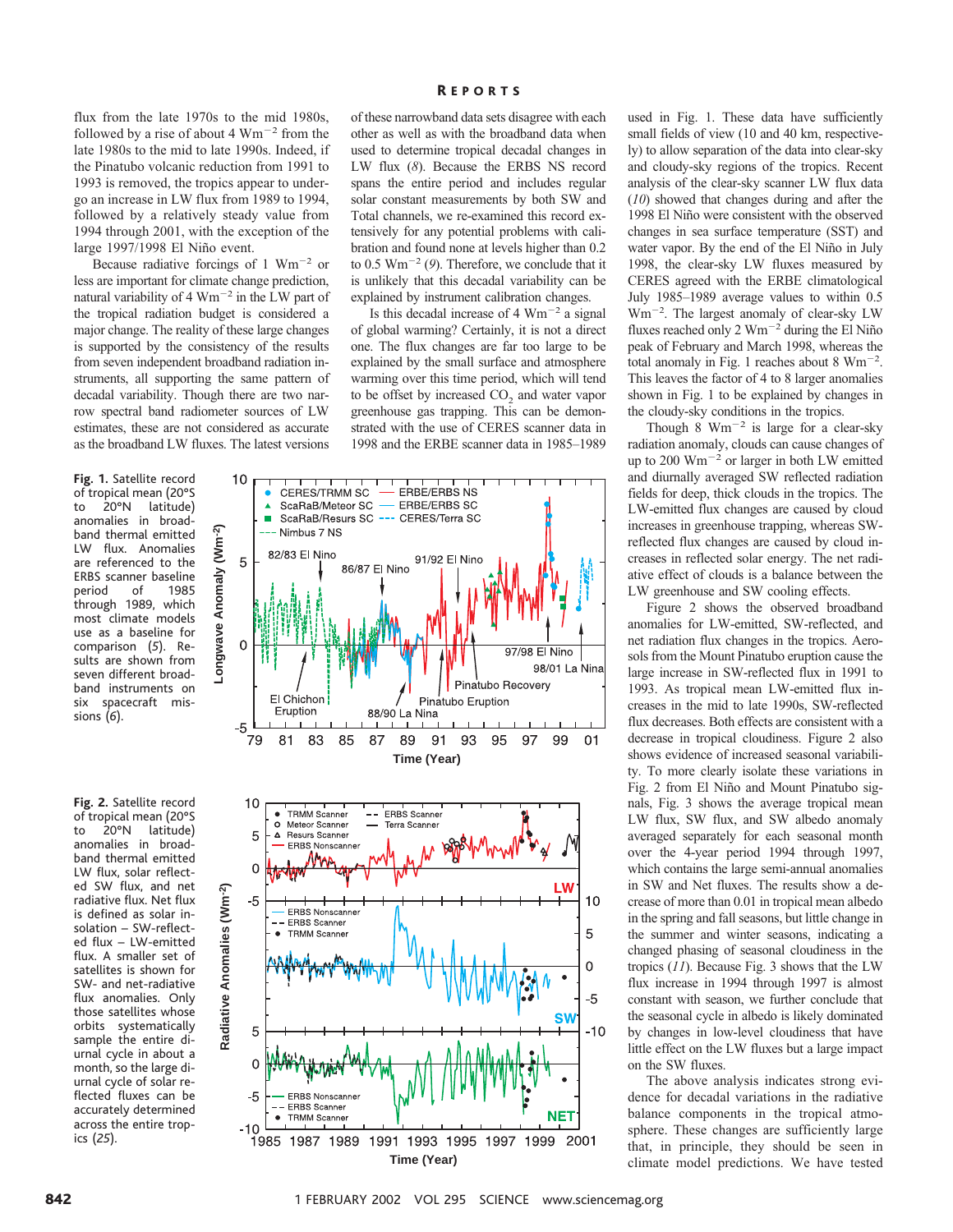flux from the late 1970s to the mid 1980s, followed by a rise of about 4 $Wm^{-2}$ from the late 1980s to the mid to late 1990s. Indeed, if the Pinatubo volcanic reduction from 1991 to 1993 is removed, the tropics appear to undergo an increase in LW flux from 1989 to 1994, followed by a relatively steady value from 1994 through 2001, with the exception of the large 1997/1998 El Niño event.

Because radiative forcings of 1 $Wm^{-2}$ or less are important for climate change prediction, natural variability of 4 $Wm^{-2}$ in the LW part of the tropical radiation budget is considered a major change. The reality of these large changes is supported by the consistency of the results from seven independent broadband radiation instruments, all supporting the same pattern of decadal variability. Though there are two narrow spectral band radiometer sources of LW estimates, these are not considered as accurate as the broadband LW fluxes. The latest versions of these narrowband data sets disagree with each other as well as with the broadband data when used to determine tropical decadal changes in LW flux (8). Because the ERBS NS record spans the entire period and includes regular solar constant measurements by both SW and Total channels, we re-examined this record extensively for any potential problems with calibration and found none at levels higher than 0.2 to 0.5 $Wm^{-2}$ (9). Therefore, we conclude that it is unlikely that this decadal variability can be explained by instrument calibration changes.

Is this decadal increase of 4 $Wm^{-2}$ a signal of global warming? Certainly, it is not a direct one. The flux changes are far too large to be explained by the small surface and atmosphere warming over this time period, which will tend to be offset by increased $CO_2$ and water vapor greenhouse gas trapping. This can be demonstrated with the use of CERES scanner data in 1998 and the ERBE scanner data in 1985–1989 used in Fig. 1. These data have sufficiently small fields of view (10 and 40 km, respectively) to allow separation of the data into clear-sky and cloudy-sky regions of the tropics. Recent analysis of the clear-sky scanner LW flux data (10) showed that changes during and after the 1998 El Niño were consistent with the observed changes in sea surface temperature (SST) and water vapor. By the end of the El Niño in July 1998, the clear-sky LW fluxes measured by CERES agreed with the ERBE climatological July 1985–1989 average values to within 0.5 $Wm^{-2}$. The largest anomaly of clear-sky LW fluxes reached only 2 $Wm^{-2}$ during the El Niño peak of February and March 1998, whereas the total anomaly in Fig. 1 reaches about 8 $Wm^{-2}$. This leaves the factor of 4 to 8 larger anomalies shown in Fig. 1 to be explained by changes in the cloudy-sky conditions in the tropics.

Though 8 $Wm^{-2}$ is large for a clear-sky radiation anomaly, clouds can cause changes of up to 200 $Wm^{-2}$ or larger in both LW emitted and diurnally averaged SW reflected radiation fields for deep, thick clouds in the tropics. The LW-emitted flux changes are caused by cloud increases in greenhouse trapping, whereas SW-reflected flux changes are caused by cloud increases in reflected solar energy. The net radiative effect of clouds is a balance between the LW greenhouse and SW cooling effects.

Figure 2 shows the observed broadband anomalies for LW-emitted, SW-reflected, and net radiation flux changes in the tropics. Aerosols from the Mount Pinatubo eruption cause the large increase in SW-reflected flux in 1991 to 1993. As tropical mean LW-emitted flux increases in the mid to late 1990s, SW-reflected flux decreases. Both effects are consistent with a decrease in tropical cloudiness. Figure 2 also shows evidence of increased seasonal variability. To more clearly isolate these variations in Fig. 2 from El Niño and Mount Pinatubo signals, Fig. 3 shows the average tropical mean LW flux, SW flux, and SW albedo anomaly averaged separately for each seasonal month over the 4-year period 1994 through 1997, which contains the large semi-annual anomalies in SW and Net fluxes. The results show a decrease of more than 0.01 in tropical mean albedo in the spring and fall seasons, but little change in the summer and winter seasons, indicating a changed phasing of seasonal cloudiness in the tropics (11). Because Fig. 3 shows that the LW flux increase in 1994 through 1997 is almost constant with season, we further conclude that the seasonal cycle in albedo is likely dominated by changes in low-level cloudiness that have little effect on the LW fluxes but a large impact on the SW fluxes.

The above analysis indicates strong evidence for decadal variations in the radiative balance components in the tropical atmosphere. These changes are sufficiently large that, in principle, they should be seen in climate model predictions. We have tested

**Fig. 1.** Satellite record of tropical mean (20°S to 20°N latitude) anomalies in broadband thermal emitted LW flux. Anomalies are referenced to the ERBS scanner baseline period of 1985 through 1989, which most climate models use as a baseline for comparison (5). Results are shown from seven different broadband instruments on six spacecraft missions (6).

**Fig. 2.** Satellite record of tropical mean (20°S to 20°N latitude) anomalies in broadband thermal emitted LW flux, solar reflected SW flux, and net radiative flux. Net flux is defined as solar insolation – SW-reflected flux – LW-emitted flux. A smaller set of satellites is shown for SW- and net-radiative flux anomalies. Only those satellites whose orbits systematically sample the entire diurnal cycle in about a month, so the large diurnal cycle of solar reflected fluxes can be accurately determined across the entire tropics (25).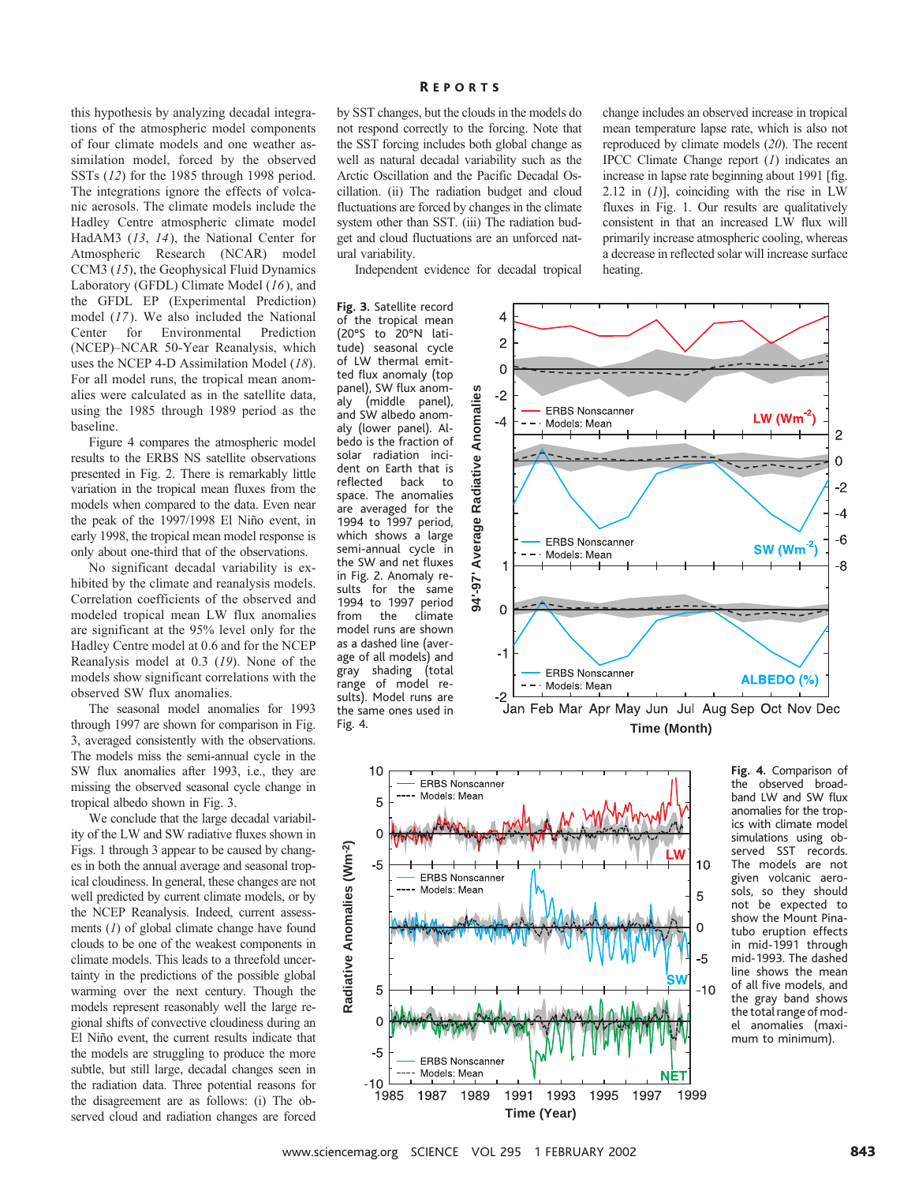this hypothesis by analyzing decadal integrations of the atmospheric model components of four climate models and one weather assimilation model, forced by the observed SSTs (*12*) for the 1985 through 1998 period. The integrations ignore the effects of volcanic aerosols. The climate models include the Hadley Centre atmospheric climate model HadAM3 (*13*, *14*), the National Center for Atmospheric Research (NCAR) model CCM3 (*15*), the Geophysical Fluid Dynamics Laboratory (GFDL) Climate Model (*16*), and the GFDL EP (Experimental Prediction) model (*17*). We also included the National Center for Environmental Prediction (NCEP)–NCAR 50-Year Reanalysis, which uses the NCEP 4-D Assimilation Model (*18*). For all model runs, the tropical mean anomalies were calculated as in the satellite data, using the 1985 through 1989 period as the baseline.

Figure 4 compares the atmospheric model results to the ERBS NS satellite observations presented in Fig. 2. There is remarkably little variation in the tropical mean fluxes from the models when compared to the data. Even near the peak of the 1997/1998 El Niño event, in early 1998, the tropical mean model response is only about one-third that of the observations.

No significant decadal variability is exhibited by the climate and reanalysis models. Correlation coefficients of the observed and modeled tropical mean LW flux anomalies are significant at the 95% level only for the Hadley Centre model at 0.6 and for the NCEP Reanalysis model at 0.3 (*19*). None of the models show significant correlations with the observed SW flux anomalies.

The seasonal model anomalies for 1993 through 1997 are shown for comparison in Fig. 3, averaged consistently with the observations. The models miss the semi-annual cycle in the SW flux anomalies after 1993, i.e., they are missing the observed seasonal cycle change in tropical albedo shown in Fig. 3.

We conclude that the large decadal variability of the LW and SW radiative fluxes shown in Figs. 1 through 3 appear to be caused by changes in both the annual average and seasonal tropical cloudiness. In general, these changes are not well predicted by current climate models, or by the NCEP Reanalysis. Indeed, current assessments (*1*) of global climate change have found clouds to be one of the weakest components in climate models. This leads to a threefold uncertainty in the predictions of the possible global warming over the next century. Though the models represent reasonably well the large regional shifts of convective cloudiness during an El Niño event, the current results indicate that the models are struggling to produce the more subtle, but still large, decadal changes seen in the radiation data. Three potential reasons for the disagreement are as follows: (i) The observed cloud and radiation changes are forced by SST changes, but the clouds in the models do not respond correctly to the forcing. Note that the SST forcing includes both global change as well as natural decadal variability such as the Arctic Oscillation and the Pacific Decadal Oscillation. (ii) The radiation budget and cloud fluctuations are forced by changes in the climate system other than SST. (iii) The radiation budget and cloud fluctuations are an unforced natural variability.

Independent evidence for decadal tropical change includes an observed increase in tropical mean temperature lapse rate, which is also not reproduced by climate models (*20*). The recent IPCC Climate Change report (*1*) indicates an increase in lapse rate beginning about 1991 [fig. 2.12 in (*1*)], coinciding with the rise in LW fluxes in Fig. 1. Our results are qualitatively consistent in that an increased LW flux will primarily increase atmospheric cooling, whereas a decrease in reflected solar will increase surface heating.

**Fig. 3.** Satellite record of the tropical mean (20°S to 20°N latitude) seasonal cycle of LW thermal emitted flux anomaly (top panel), SW flux anomaly (middle panel), and SW albedo anomaly (lower panel). Albedo is the fraction of solar radiation incident on Earth that is reflected back to space. The anomalies are averaged for the 1994 to 1997 period, which shows a large semi-annual cycle in the SW and net fluxes in Fig. 2. Anomaly results for the same 1994 to 1997 period from the climate model runs are shown as a dashed line (average of all models) and gray shading (total range of model results). Model runs are the same ones used in Fig. 4.

**Fig. 4.** Comparison of the observed broadband LW and SW flux anomalies for the tropics with climate model simulations using observed SST records. The models are not given volcanic aerosols, so they should not be expected to show the Mount Pinatubo eruption effects in mid-1991 through mid-1993. The dashed line shows the mean of all five models, and the gray band shows the total range of model anomalies (maximum to minimum).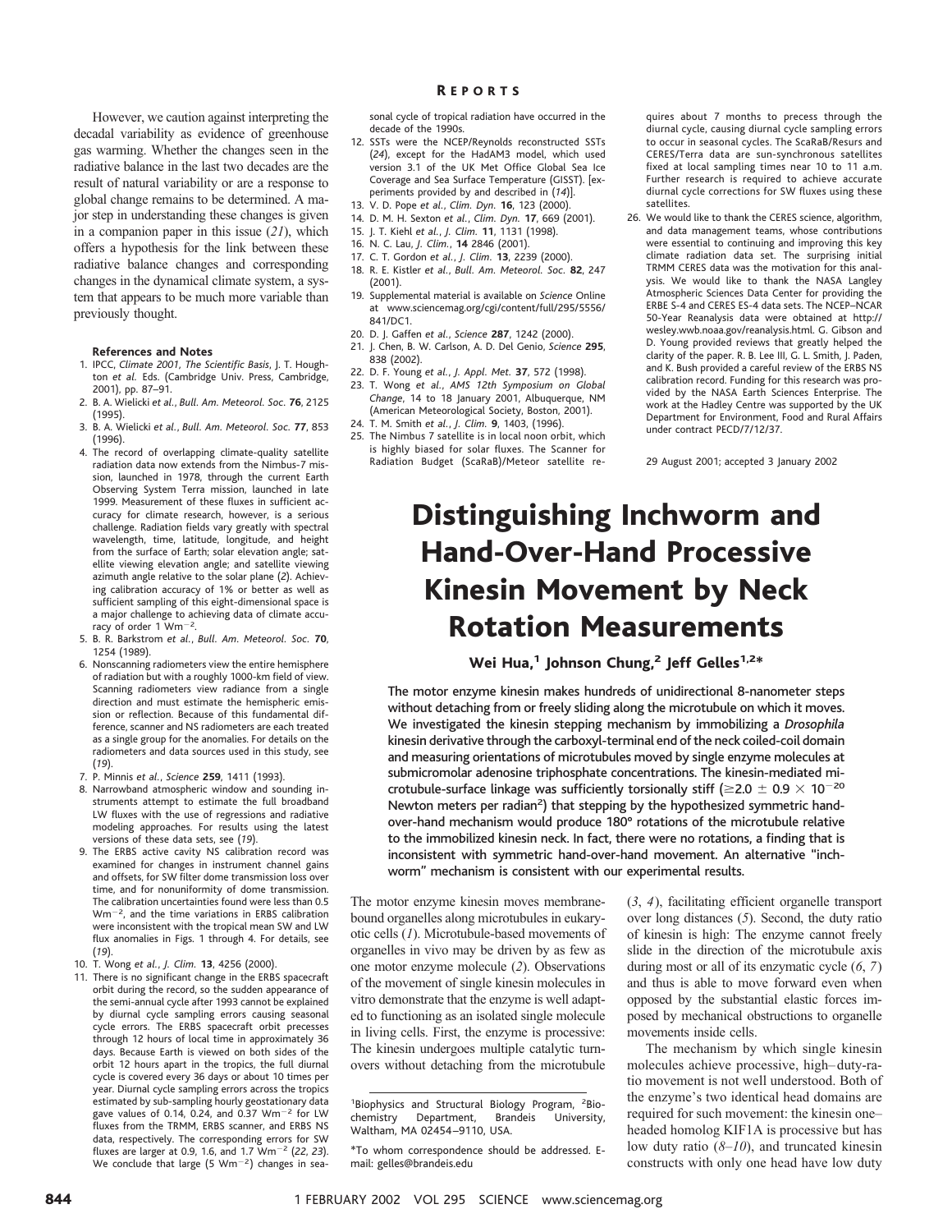However, we caution against interpreting the decadal variability as evidence of greenhouse gas warming. Whether the changes seen in the radiative balance in the last two decades are the result of natural variability or are a response to global change remains to be determined. A major step in understanding these changes is given in a companion paper in this issue (*21*), which offers a hypothesis for the link between these radiative balance changes and corresponding changes in the dynamical climate system, a system that appears to be much more variable than previously thought.

**References and Notes**

1. IPCC, *Climate 2001, The Scientific Basis*, J. T. Houghton *et al.* Eds. (Cambridge Univ. Press, Cambridge, 2001), pp. 87–91.
2. B. A. Wielicki *et al.*, *Bull. Am. Meteorol. Soc.* **76**, 2125 (1995).
3. B. A. Wielicki *et al.*, *Bull. Am. Meteorol. Soc.* **77**, 853 (1996).
4. The record of overlapping climate-quality satellite radiation data now extends from the Nimbus-7 mission, launched in 1978, through the current Earth Observing System Terra mission, launched in late 1999. Measurement of these fluxes in sufficient accuracy for climate research, however, is a serious challenge. Radiation fields vary greatly with spectral wavelength, time, latitude, longitude, and height from the surface of Earth; solar elevation angle; satellite viewing elevation angle; and satellite viewing azimuth angle relative to the solar plane (*2*). Achieving calibration accuracy of 1% or better as well as sufficient sampling of this eight-dimensional space is a major challenge to achieving data of climate accuracy of order 1 $Wm^{-2}$.
5. B. R. Barkstrom *et al.*, *Bull. Am. Meteorol. Soc.* **70**, 1254 (1989).
6. Nonscanning radiometers view the entire hemisphere of radiation but with a roughly 1000-km field of view. Scanning radiometers view radiance from a single direction and must estimate the hemispheric emission or reflection. Because of this fundamental difference, scanner and NS radiometers are each treated as a single group for the anomalies. For details on the radiometers and data sources used in this study, see (*19*).
7. P. Minnis *et al.*, *Science* **259**, 1411 (1993).
8. Narrowband atmospheric window and sounding instruments attempt to estimate the full broadband LW fluxes with the use of regressions and radiative modeling approaches. For results using the latest versions of these data sets, see (*19*).
9. The ERBS active cavity NS calibration record was examined for changes in instrument channel gains and offsets, for SW filter dome transmission loss over time, and for nonuniformity of dome transmission. The calibration uncertainties found were less than 0.5 $Wm^{-2}$, and the time variations in ERBS calibration were inconsistent with the tropical mean SW and LW flux anomalies in Figs. 1 through 4. For details, see (*19*).
10. T. Wong *et al.*, *J. Clim.* **13**, 4256 (2000).
11. There is no significant change in the ERBS spacecraft orbit during the record, so the sudden appearance of the semi-annual cycle after 1993 cannot be explained by diurnal cycle sampling errors causing seasonal cycle errors. The ERBS spacecraft orbit precesses through 12 hours of local time in approximately 36 days. Because Earth is viewed on both sides of the orbit 12 hours apart in the tropics, the full diurnal cycle is covered every 36 days or about 10 times per year. Diurnal cycle sampling errors across the tropics estimated by sub-sampling hourly geostationary data gave values of 0.14, 0.24, and 0.37 $Wm^{-2}$ for LW fluxes from the TRMM, ERBS scanner, and ERBS NS data, respectively. The corresponding errors for SW fluxes are larger at 0.9, 1.6, and 1.7 $Wm^{-2}$ (*22, 23*). We conclude that large (5 $Wm^{-2}$) changes in seasonal cycle of tropical radiation have occurred in the decade of the 1990s.
12. SSTs were the NCEP/Reynolds reconstructed SSTs (*24*), except for the HadAM3 model, which used version 3.1 of the UK Met Office Global Sea Ice Coverage and Sea Surface Temperature (GISST). [experiments provided by and described in (*14*)].
13. V. D. Pope *et al.*, *Clim. Dyn.* **16**, 123 (2000).
14. D. M. H. Sexton *et al.*, *Clim. Dyn.* **17**, 669 (2001).
15. J. T. Kiehl *et al.*, *J. Clim.* **11**, 1131 (1998).
16. N. C. Lau, *J. Clim.*, **14** 2846 (2001).
17. C. T. Gordon *et al.*, *J. Clim.* **13**, 2239 (2000).
18. R. E. Kistler *et al.*, *Bull. Am. Meteorol. Soc.* **82**, 247 (2001).
19. Supplemental material is available on *Science* Online at www.sciencemag.org/cgi/content/full/295/5556/841/DC1.
20. D. J. Gaffen *et al.*, *Science* **287**, 1242 (2000).
21. J. Chen, B. W. Carlson, A. D. Del Genio, *Science* **295**, 838 (2002).
22. D. F. Young *et al.*, *J. Appl. Met.* **37**, 572 (1998).
23. T. Wong *et al.*, *AMS 12th Symposium on Global Change*, 14 to 18 January 2001, Albuquerque, NM (American Meteorological Society, Boston, 2001).
24. T. M. Smith *et al.*, *J. Clim.* **9**, 1403, (1996).
25. The Nimbus 7 satellite is in local noon orbit, which is highly biased for solar fluxes. The Scanner for Radiation Budget (ScaRaB)/Meteor satellite requires about 7 months to precess through the diurnal cycle, causing diurnal cycle sampling errors to occur in seasonal cycles. The ScaRaB/Resurs and CERES/Terra data are sun-synchronous satellites fixed at local sampling times near 10 to 11 a.m. Further research is required to achieve accurate diurnal cycle corrections for SW fluxes using these satellites.
26. We would like to thank the CERES science, algorithm, and data management teams, whose contributions were essential to continuing and improving this key climate radiation data set. The surprising initial TRMM CERES data was the motivation for this analysis. We would like to thank the NASA Langley Atmospheric Sciences Data Center for providing the ERBE S-4 and CERES ES-4 data sets. The NCEP–NCAR 50-Year Reanalysis data were obtained at http://wesley.wwb.noaa.gov/reanalysis.html. G. Gibson and D. Young provided reviews that greatly helped the clarity of the paper. R. B. Lee III, G. L. Smith, J. Paden, and K. Bush provided a careful review of the ERBS NS calibration record. Funding for this research was provided by the NASA Earth Sciences Enterprise. The work at the Hadley Centre was supported by the UK Department for Environment, Food and Rural Affairs under contract PECD/7/12/37.

29 August 2001; accepted 3 January 2002

# Distinguishing Inchworm and Hand-Over-Hand Processive Kinesin Movement by Neck Rotation Measurements

**Wei Hua,[1] Johnson Chung,[2] Jeff Gelles[1,2]*

**The motor enzyme kinesin makes hundreds of unidirectional 8-nanometer steps without detaching from or freely sliding along the microtubule on which it moves. We investigated the kinesin stepping mechanism by immobilizing a *Drosophila* kinesin derivative through the carboxyl-terminal end of the neck coiled-coil domain and measuring orientations of microtubules moved by single enzyme molecules at submicromolar adenosine triphosphate concentrations. The kinesin-mediated microtubule-surface linkage was sufficiently torsionally stiff (≥2.0 ± 0.9 × $10^{-20}$ Newton meters per radian$^2$) that stepping by the hypothesized symmetric hand-over-hand mechanism would produce 180° rotations of the microtubule relative to the immobilized kinesin neck. In fact, there were no rotations, a finding that is inconsistent with symmetric hand-over-hand movement. An alternative "inchworm" mechanism is consistent with our experimental results.**

The motor enzyme kinesin moves membrane-bound organelles along microtubules in eukaryotic cells (*1*). Microtubule-based movements of organelles in vivo may be driven by as few as one motor enzyme molecule (*2*). Observations of the movement of single kinesin molecules in vitro demonstrate that the enzyme is well adapted to functioning as an isolated single molecule in living cells. First, the enzyme is processive: The kinesin undergoes multiple catalytic turnovers without detaching from the microtubule (*3*, *4*), facilitating efficient organelle transport over long distances (*5*). Second, the duty ratio of kinesin is high: The enzyme cannot freely slide in the direction of the microtubule axis during most or all of its enzymatic cycle (*6*, *7*) and thus is able to move forward even when opposed by the substantial elastic forces imposed by mechanical obstructions to organelle movements inside cells.

The mechanism by which single kinesin molecules achieve processive, high–duty-ratio movement is not well understood. Both of the enzyme's two identical head domains are required for such movement: the kinesin one–headed homolog KIF1A is processive but has low duty ratio (*8*–*10*), and truncated kinesin constructs with only one head have low duty

[1]Biophysics and Structural Biology Program, [2]Biochemistry Department, Brandeis University, Waltham, MA 02454–9110, USA.

*To whom correspondence should be addressed. E-mail: gelles@brandeis.edu